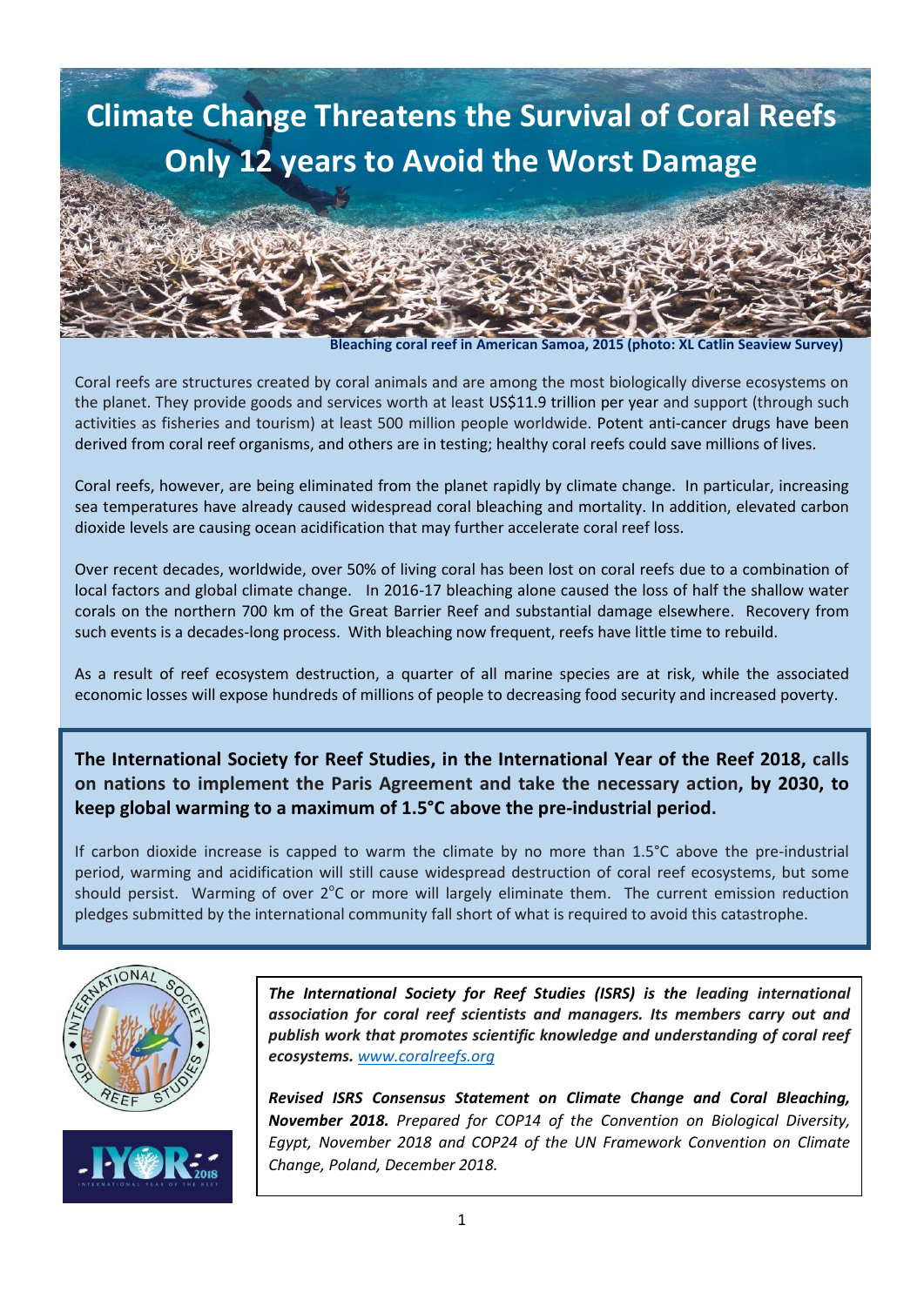# Climate Change Threatens the Survival of Coral Reefs
## Only 12 years to Avoid the Worst Damage

**Bleaching coral reef in American Samoa, 2015 (photo: XL Catlin Seaview Survey)**

Coral reefs are structures created by coral animals and are among the most biologically diverse ecosystems on the planet. They provide goods and services worth at least US$11.9 trillion per year and support (through such activities as fisheries and tourism) at least 500 million people worldwide. Potent anti-cancer drugs have been derived from coral reef organisms, and others are in testing; healthy coral reefs could save millions of lives.

Coral reefs, however, are being eliminated from the planet rapidly by climate change. In particular, increasing sea temperatures have already caused widespread coral bleaching and mortality. In addition, elevated carbon dioxide levels are causing ocean acidification that may further accelerate coral reef loss.

Over recent decades, worldwide, over 50% of living coral has been lost on coral reefs due to a combination of local factors and global climate change. In 2016-17 bleaching alone caused the loss of half the shallow water corals on the northern 700 km of the Great Barrier Reef and substantial damage elsewhere. Recovery from such events is a decades-long process. With bleaching now frequent, reefs have little time to rebuild.

As a result of reef ecosystem destruction, a quarter of all marine species are at risk, while the associated economic losses will expose hundreds of millions of people to decreasing food security and increased poverty.

**The International Society for Reef Studies, in the International Year of the Reef 2018, calls on nations to implement the Paris Agreement and take the necessary action, by 2030, to keep global warming to a maximum of 1.5°C above the pre-industrial period.**

If carbon dioxide increase is capped to warm the climate by no more than 1.5°C above the pre-industrial period, warming and acidification will still cause widespread destruction of coral reef ecosystems, but some should persist. Warming of over 2°C or more will largely eliminate them. The current emission reduction pledges submitted by the international community fall short of what is required to avoid this catastrophe.

***The International Society for Reef Studies (ISRS) is the leading international association for coral reef scientists and managers. Its members carry out and publish work that promotes scientific knowledge and understanding of coral reef ecosystems.*** [www.coralreefs.org](http://www.coralreefs.org)

***Revised ISRS Consensus Statement on Climate Change and Coral Bleaching, November 2018.*** *Prepared for COP14 of the Convention on Biological Diversity, Egypt, November 2018 and COP24 of the UN Framework Convention on Climate Change, Poland, December 2018.*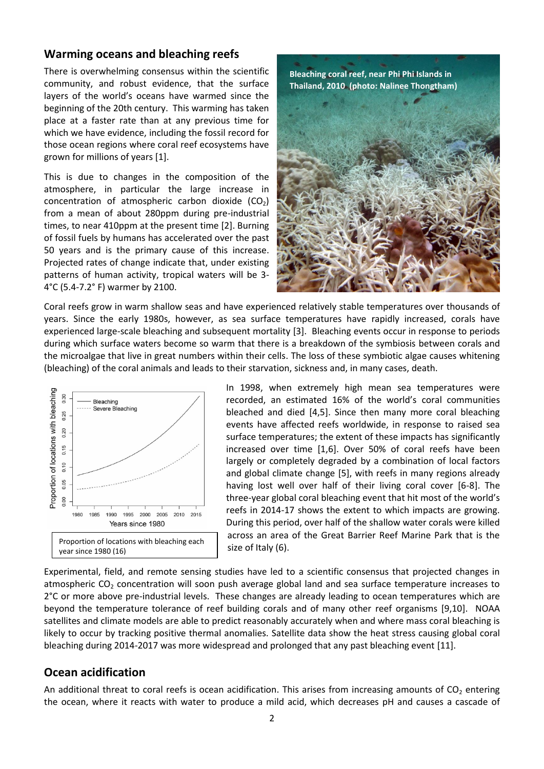## Warming oceans and bleaching reefs

There is overwhelming consensus within the scientific community, and robust evidence, that the surface layers of the world's oceans have warmed since the beginning of the 20th century. This warming has taken place at a faster rate than at any previous time for which we have evidence, including the fossil record for those ocean regions where coral reef ecosystems have grown for millions of years [1].

This is due to changes in the composition of the atmosphere, in particular the large increase in concentration of atmospheric carbon dioxide ($CO_2$) from a mean of about 280ppm during pre-industrial times, to near 410ppm at the present time [2]. Burning of fossil fuels by humans has accelerated over the past 50 years and is the primary cause of this increase. Projected rates of change indicate that, under existing patterns of human activity, tropical waters will be 3-4°C (5.4-7.2° F) warmer by 2100.

**Bleaching coral reef, near Phi Phi Islands in Thailand, 2010 (photo: Nalinee Thongtham)**

Coral reefs grow in warm shallow seas and have experienced relatively stable temperatures over thousands of years. Since the early 1980s, however, as sea surface temperatures have rapidly increased, corals have experienced large-scale bleaching and subsequent mortality [3]. Bleaching events occur in response to periods during which surface waters become so warm that there is a breakdown of the symbiosis between corals and the microalgae that live in great numbers within their cells. The loss of these symbiotic algae causes whitening (bleaching) of the coral animals and leads to their starvation, sickness and, in many cases, death.

Proportion of locations with bleaching each year since 1980 (16)

In 1998, when extremely high mean sea temperatures were recorded, an estimated 16% of the world's coral communities bleached and died [4,5]. Since then many more coral bleaching events have affected reefs worldwide, in response to raised sea surface temperatures; the extent of these impacts has significantly increased over time [1,6]. Over 50% of coral reefs have been largely or completely degraded by a combination of local factors and global climate change [5], with reefs in many regions already having lost well over half of their living coral cover [6-8]. The three-year global coral bleaching event that hit most of the world's reefs in 2014-17 shows the extent to which impacts are growing. During this period, over half of the shallow water corals were killed across an area of the Great Barrier Reef Marine Park that is the size of Italy (6).

Experimental, field, and remote sensing studies have led to a scientific consensus that projected changes in atmospheric $CO_2$ concentration will soon push average global land and sea surface temperature increases to 2°C or more above pre-industrial levels. These changes are already leading to ocean temperatures which are beyond the temperature tolerance of reef building corals and of many other reef organisms [9,10]. NOAA satellites and climate models are able to predict reasonably accurately when and where mass coral bleaching is likely to occur by tracking positive thermal anomalies. Satellite data show the heat stress causing global coral bleaching during 2014-2017 was more widespread and prolonged that any past bleaching event [11].

## Ocean acidification

An additional threat to coral reefs is ocean acidification. This arises from increasing amounts of $CO_2$ entering the ocean, where it reacts with water to produce a mild acid, which decreases pH and causes a cascade of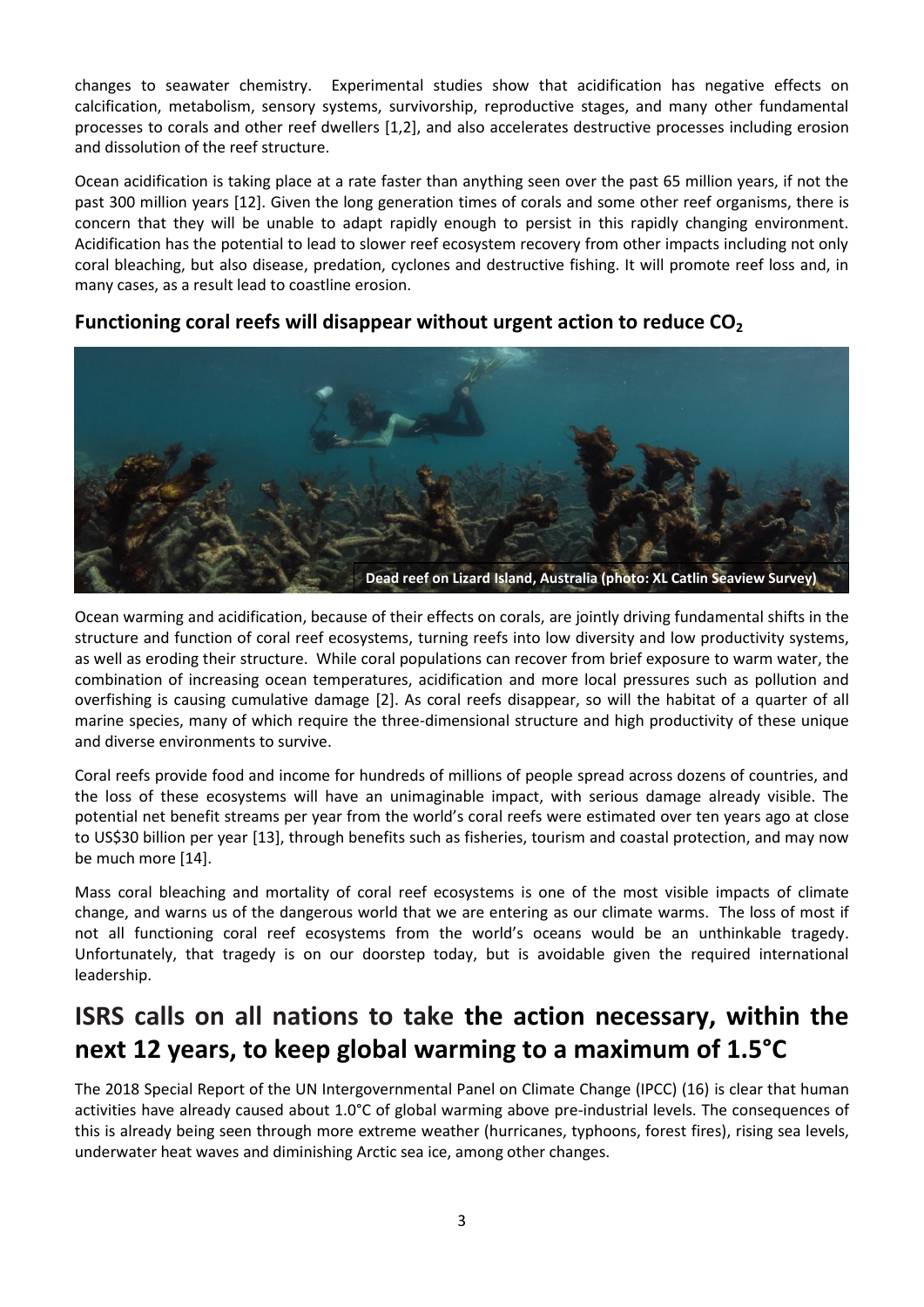changes to seawater chemistry. Experimental studies show that acidification has negative effects on calcification, metabolism, sensory systems, survivorship, reproductive stages, and many other fundamental processes to corals and other reef dwellers [1,2], and also accelerates destructive processes including erosion and dissolution of the reef structure.

Ocean acidification is taking place at a rate faster than anything seen over the past 65 million years, if not the past 300 million years [12]. Given the long generation times of corals and some other reef organisms, there is concern that they will be unable to adapt rapidly enough to persist in this rapidly changing environment. Acidification has the potential to lead to slower reef ecosystem recovery from other impacts including not only coral bleaching, but also disease, predation, cyclones and destructive fishing. It will promote reef loss and, in many cases, as a result lead to coastline erosion.

### Functioning coral reefs will disappear without urgent action to reduce $CO_2$

**Dead reef on Lizard Island, Australia (photo: XL Catlin Seaview Survey)**

Ocean warming and acidification, because of their effects on corals, are jointly driving fundamental shifts in the structure and function of coral reef ecosystems, turning reefs into low diversity and low productivity systems, as well as eroding their structure. While coral populations can recover from brief exposure to warm water, the combination of increasing ocean temperatures, acidification and more local pressures such as pollution and overfishing is causing cumulative damage [2]. As coral reefs disappear, so will the habitat of a quarter of all marine species, many of which require the three-dimensional structure and high productivity of these unique and diverse environments to survive.

Coral reefs provide food and income for hundreds of millions of people spread across dozens of countries, and the loss of these ecosystems will have an unimaginable impact, with serious damage already visible. The potential net benefit streams per year from the world's coral reefs were estimated over ten years ago at close to US$30 billion per year [13], through benefits such as fisheries, tourism and coastal protection, and may now be much more [14].

Mass coral bleaching and mortality of coral reef ecosystems is one of the most visible impacts of climate change, and warns us of the dangerous world that we are entering as our climate warms. The loss of most if not all functioning coral reef ecosystems from the world's oceans would be an unthinkable tragedy. Unfortunately, that tragedy is on our doorstep today, but is avoidable given the required international leadership.

## ISRS calls on all nations to take the action necessary, within the next 12 years, to keep global warming to a maximum of 1.5°C

The 2018 Special Report of the UN Intergovernmental Panel on Climate Change (IPCC) (16) is clear that human activities have already caused about 1.0°C of global warming above pre-industrial levels. The consequences of this is already being seen through more extreme weather (hurricanes, typhoons, forest fires), rising sea levels, underwater heat waves and diminishing Arctic sea ice, among other changes.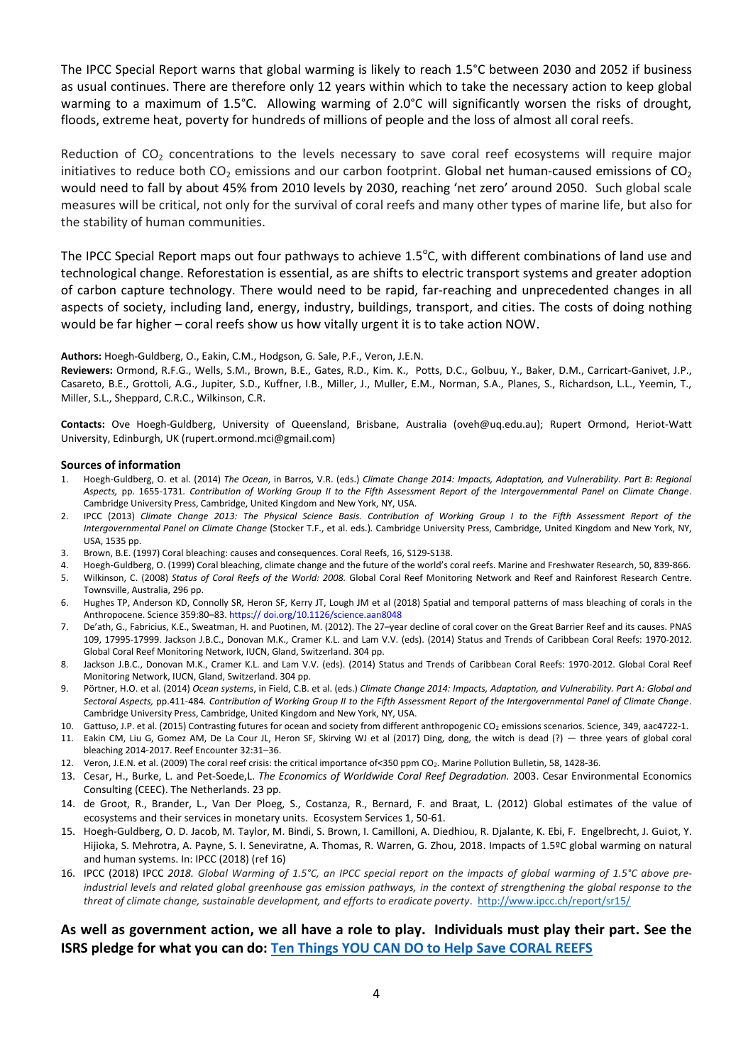The IPCC Special Report warns that global warming is likely to reach 1.5°C between 2030 and 2052 if business as usual continues. There are therefore only 12 years within which to take the necessary action to keep global warming to a maximum of 1.5°C. Allowing warming of 2.0°C will significantly worsen the risks of drought, floods, extreme heat, poverty for hundreds of millions of people and the loss of almost all coral reefs.

Reduction of $CO_2$ concentrations to the levels necessary to save coral reef ecosystems will require major initiatives to reduce both $CO_2$ emissions and our carbon footprint. Global net human-caused emissions of $CO_2$ would need to fall by about 45% from 2010 levels by 2030, reaching 'net zero' around 2050. Such global scale measures will be critical, not only for the survival of coral reefs and many other types of marine life, but also for the stability of human communities.

The IPCC Special Report maps out four pathways to achieve 1.5°C, with different combinations of land use and technological change. Reforestation is essential, as are shifts to electric transport systems and greater adoption of carbon capture technology. There would need to be rapid, far-reaching and unprecedented changes in all aspects of society, including land, energy, industry, buildings, transport, and cities. The costs of doing nothing would be far higher – coral reefs show us how vitally urgent it is to take action NOW.

**Authors:** Hoegh-Guldberg, O., Eakin, C.M., Hodgson, G. Sale, P.F., Veron, J.E.N.

**Reviewers:** Ormond, R.F.G., Wells, S.M., Brown, B.E., Gates, R.D., Kim. K., Potts, D.C., Golbuu, Y., Baker, D.M., Carricart-Ganivet, J.P., Casareto, B.E., Grottoli, A.G., Jupiter, S.D., Kuffner, I.B., Miller, J., Muller, E.M., Norman, S.A., Planes, S., Richardson, L.L., Yeemin, T., Miller, S.L., Sheppard, C.R.C., Wilkinson, C.R.

**Contacts:** Ove Hoegh-Guldberg, University of Queensland, Brisbane, Australia (oveh@uq.edu.au); Rupert Ormond, Heriot-Watt University, Edinburgh, UK (rupert.ormond.mci@gmail.com)

**Sources of information**

1. Hoegh-Guldberg, O. et al. (2014) *The Ocean*, in Barros, V.R. (eds.) *Climate Change 2014: Impacts, Adaptation, and Vulnerability. Part B: Regional Aspects,* pp. 1655-1731*. Contribution of Working Group II to the Fifth Assessment Report of the Intergovernmental Panel on Climate Change*. Cambridge University Press, Cambridge, United Kingdom and New York, NY, USA.
2. IPCC (2013) *Climate Change 2013: The Physical Science Basis. Contribution of Working Group I to the Fifth Assessment Report of the Intergovernmental Panel on Climate Change* (Stocker T.F., et al. eds.)*.* Cambridge University Press, Cambridge, United Kingdom and New York, NY, USA, 1535 pp.
3. Brown, B.E. (1997) Coral bleaching: causes and consequences. Coral Reefs, 16, S129-S138.
4. Hoegh-Guldberg, O. (1999) Coral bleaching, climate change and the future of the world's coral reefs. Marine and Freshwater Research, 50, 839-866.
5. Wilkinson, C. (2008) *Status of Coral Reefs of the World: 2008.* Global Coral Reef Monitoring Network and Reef and Rainforest Research Centre. Townsville, Australia, 296 pp.
6. Hughes TP, Anderson KD, Connolly SR, Heron SF, Kerry JT, Lough JM et al (2018) Spatial and temporal patterns of mass bleaching of corals in the Anthropocene. Science 359:80–83. https:// doi.org/10.1126/science.aan8048
7. De'ath, G., Fabricius, K.E., Sweatman, H. and Puotinen, M. (2012). The 27–year decline of coral cover on the Great Barrier Reef and its causes. PNAS 109, 17995-17999. Jackson J.B.C., Donovan M.K., Cramer K.L. and Lam V.V. (eds). (2014) Status and Trends of Caribbean Coral Reefs: 1970-2012. Global Coral Reef Monitoring Network, IUCN, Gland, Switzerland. 304 pp.
8. Jackson J.B.C., Donovan M.K., Cramer K.L. and Lam V.V. (eds). (2014) Status and Trends of Caribbean Coral Reefs: 1970-2012. Global Coral Reef Monitoring Network, IUCN, Gland, Switzerland. 304 pp.
9. Pörtner, H.O. et al. (2014) *Ocean systems*, in Field, C.B. et al. (eds.) *Climate Change 2014: Impacts, Adaptation, and Vulnerability. Part A: Global and Sectoral Aspects,* pp.411-484*. Contribution of Working Group II to the Fifth Assessment Report of the Intergovernmental Panel of Climate Change*. Cambridge University Press, Cambridge, United Kingdom and New York, NY, USA.
10. Gattuso, J.P. et al. (2015) Contrasting futures for ocean and society from different anthropogenic $CO_2$ emissions scenarios. Science, 349, aac4722-1.
11. Eakin CM, Liu G, Gomez AM, De La Cour JL, Heron SF, Skirving WJ et al (2017) Ding, dong, the witch is dead (?) — three years of global coral bleaching 2014-2017. Reef Encounter 32:31–36.
12. Veron, J.E.N. et al. (2009) The coral reef crisis: the critical importance of<350 ppm $CO_2$. Marine Pollution Bulletin, 58, 1428-36.
13. Cesar, H., Burke, L. and Pet-Soede,L. *The Economics of Worldwide Coral Reef Degradation.* 2003. Cesar Environmental Economics Consulting (CEEC). The Netherlands. 23 pp.
14. de Groot, R., Brander, L., Van Der Ploeg, S., Costanza, R., Bernard, F. and Braat, L. (2012) Global estimates of the value of ecosystems and their services in monetary units. Ecosystem Services 1, 50-61.
15. Hoegh-Guldberg, O. D. Jacob, M. Taylor, M. Bindi, S. Brown, I. Camilloni, A. Diedhiou, R. Djalante, K. Ebi, F. Engelbrecht, J. Guiot, Y. Hijioka, S. Mehrotra, A. Payne, S. I. Seneviratne, A. Thomas, R. Warren, G. Zhou, 2018. Impacts of 1.5ºC global warming on natural and human systems. In: IPCC (2018) (ref 16)
16. IPCC (2018) IPCC *2018. Global Warming of 1.5°C, an IPCC special report on the impacts of global warming of 1.5°C above pre-industrial levels and related global greenhouse gas emission pathways, in the context of strengthening the global response to the threat of climate change, sustainable development, and efforts to eradicate poverty*. http://www.ipcc.ch/report/sr15/

**As well as government action, we all have a role to play. Individuals must play their part. See the ISRS pledge for what you can do: Ten Things YOU CAN DO to Help Save CORAL REEFS**